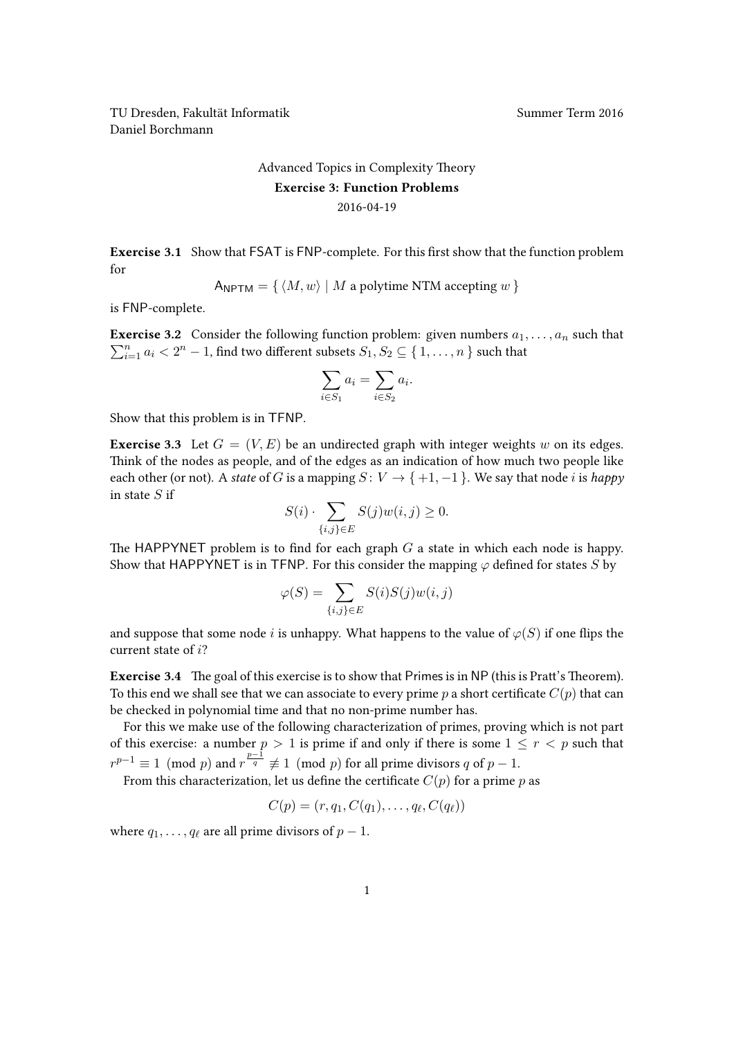TU Dresden, Fakultät Informatik
Daniel Borchmann

Summer Term 2016

Advanced Topics in Complexity Theory

**Exercise 3: Function Problems**

2016-04-19

**Exercise 3.1** Show that FSAT is FNP-complete. For this first show that the function problem for

$$\mathsf{A}_{\mathsf{NPTM}} = \{ \langle M, w \rangle \mid M \text{ a polytime NTM accepting } w \}$$

is FNP-complete.

**Exercise 3.2** Consider the following function problem: given numbers $a_1, \dots, a_n$ such that $\sum_{i=1}^{n} a_i < 2^n - 1$, find two different subsets $S_1, S_2 \subseteq \{ 1, \dots, n \}$ such that

$$\sum_{i \in S_1} a_i = \sum_{i \in S_2} a_i.$$

Show that this problem is in TFNP.

**Exercise 3.3** Let $G = (V, E)$ be an undirected graph with integer weights $w$ on its edges. Think of the nodes as people, and of the edges as an indication of how much two people like each other (or not). A *state* of $G$ is a mapping $S \colon V \to \{ +1, -1 \}$. We say that node $i$ is *happy* in state $S$ if

$$S(i) \cdot \sum_{\{i,j\} \in E} S(j) w(i,j) \geq 0.$$

The HAPPYNET problem is to find for each graph $G$ a state in which each node is happy. Show that HAPPYNET is in TFNP. For this consider the mapping $\varphi$ defined for states $S$ by

$$\varphi(S) = \sum_{\{i,j\} \in E} S(i) S(j) w(i,j)$$

and suppose that some node $i$ is unhappy. What happens to the value of $\varphi(S)$ if one flips the current state of $i$?

**Exercise 3.4** The goal of this exercise is to show that Primes is in NP (this is Pratt's Theorem). To this end we shall see that we can associate to every prime $p$ a short certificate $C(p)$ that can be checked in polynomial time and that no non-prime number has.

For this we make use of the following characterization of primes, proving which is not part of this exercise: a number $p > 1$ is prime if and only if there is some $1 \leq r < p$ such that $r^{p-1} \equiv 1 \pmod{p}$ and $r^{\frac{p-1}{q}} \not\equiv 1 \pmod{p}$ for all prime divisors $q$ of $p - 1$.

From this characterization, let us define the certificate $C(p)$ for a prime $p$ as

$$C(p) = (r, q_1, C(q_1), \dots, q_\ell, C(q_\ell))$$

where $q_1, \dots, q_\ell$ are all prime divisors of $p - 1$.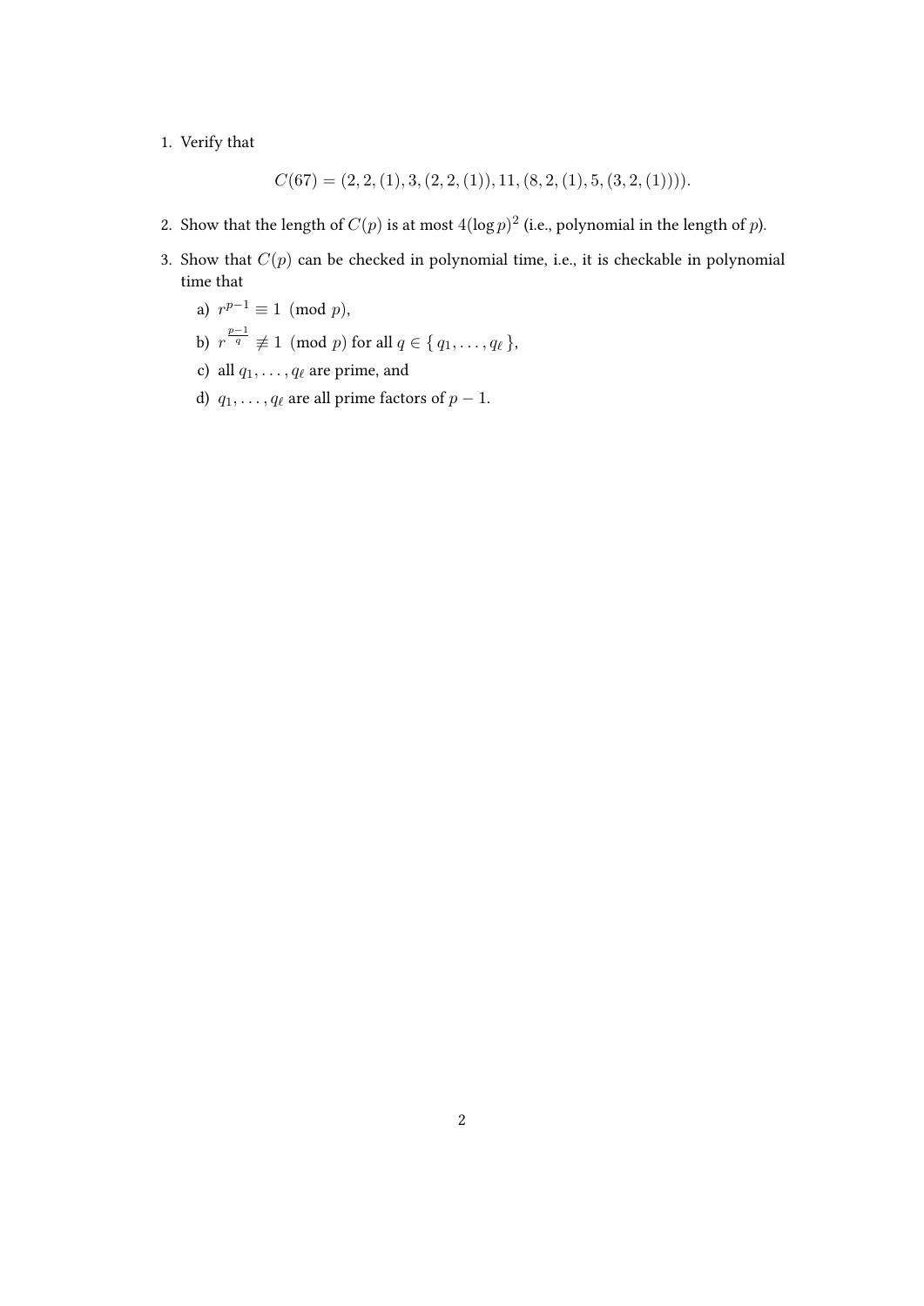1. Verify that

$$C(67) = (2, 2, (1), 3, (2, 2, (1)), 11, (8, 2, (1), 5, (3, 2, (1)))).$$

2. Show that the length of $C(p)$ is at most $4(\log p)^2$ (i.e., polynomial in the length of $p$).

3. Show that $C(p)$ can be checked in polynomial time, i.e., it is checkable in polynomial time that

   a) $r^{p-1} \equiv 1 \pmod{p}$,

   b) $r^{\frac{p-1}{q}} \not\equiv 1 \pmod{p}$ for all $q \in \{ q_1, \ldots, q_\ell \}$,

   c) all $q_1, \ldots, q_\ell$ are prime, and

   d) $q_1, \ldots, q_\ell$ are all prime factors of $p - 1$.